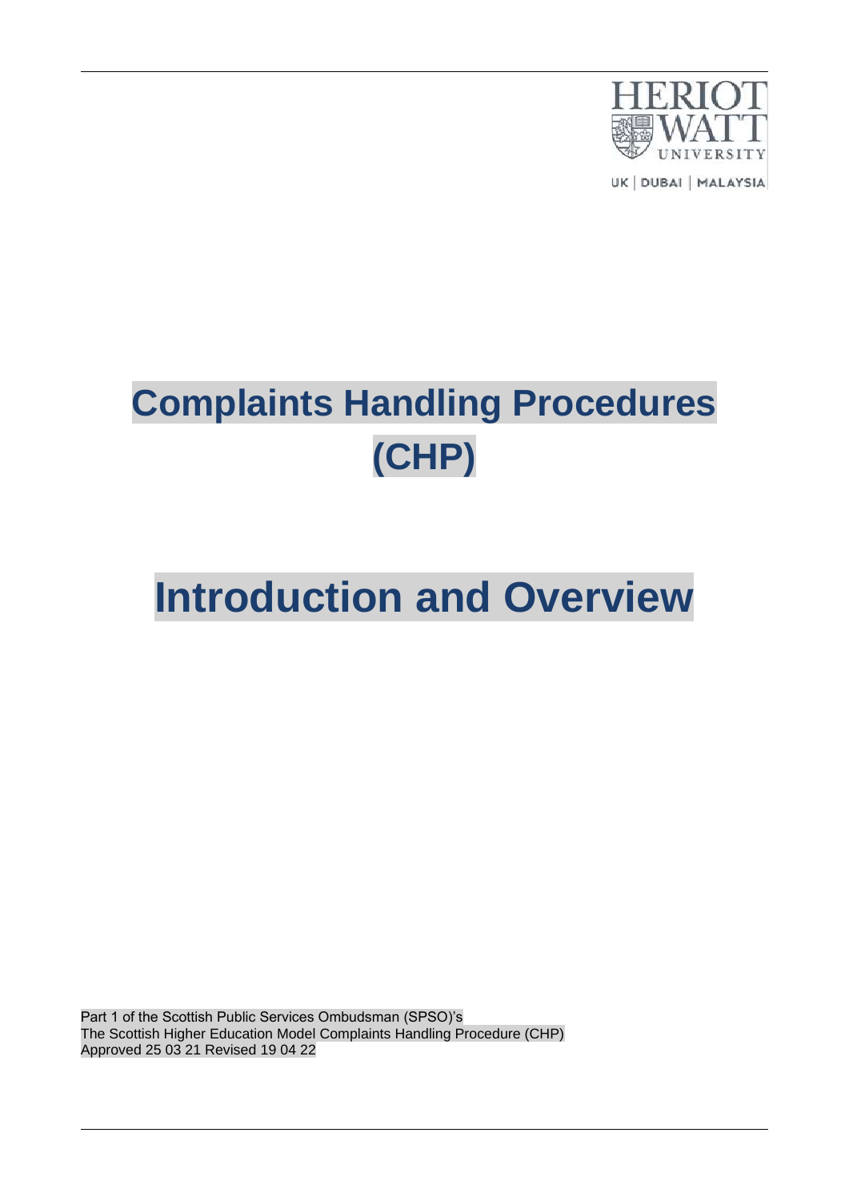# Complaints Handling Procedures (CHP)

# Introduction and Overview

Part 1 of the Scottish Public Services Ombudsman (SPSO)'s
The Scottish Higher Education Model Complaints Handling Procedure (CHP)
Approved 25 03 21 Revised 19 04 22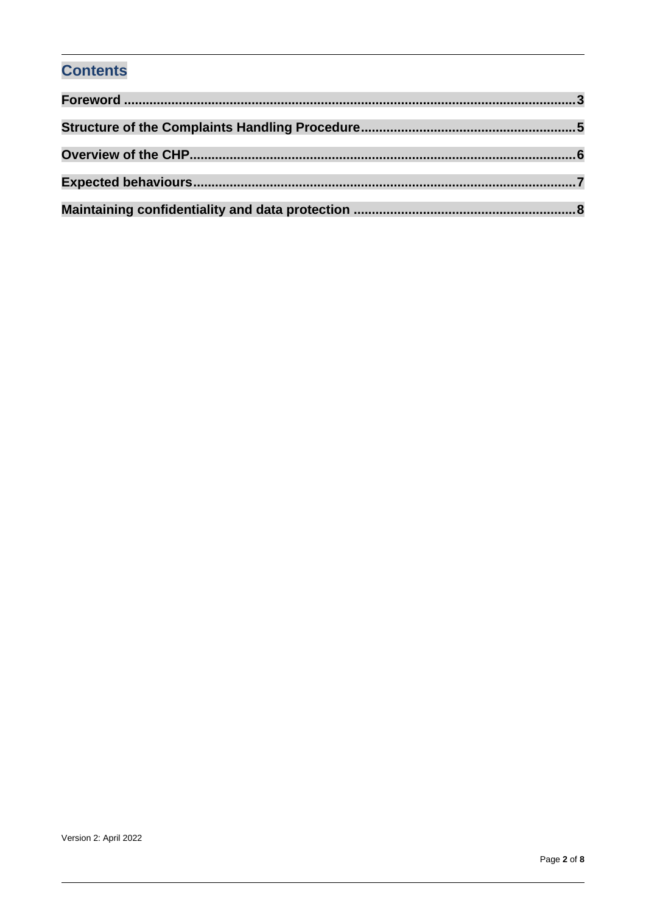## Contents

**Foreword ....................................................................................................................3**

**Structure of the Complaints Handling Procedure..........................................................5**

**Overview of the CHP.......................................................................................................6**

**Expected behaviours.......................................................................................................7**

**Maintaining confidentiality and data protection .............................................................8**

Version 2: April 2022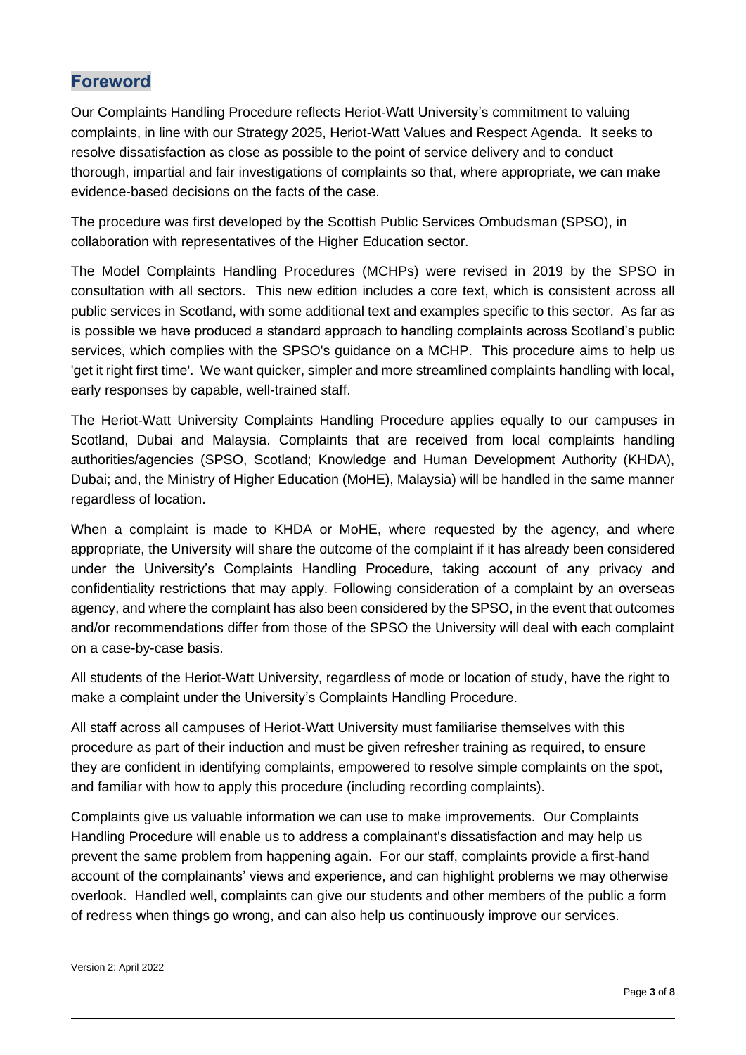## Foreword

Our Complaints Handling Procedure reflects Heriot-Watt University's commitment to valuing complaints, in line with our Strategy 2025, Heriot-Watt Values and Respect Agenda. It seeks to resolve dissatisfaction as close as possible to the point of service delivery and to conduct thorough, impartial and fair investigations of complaints so that, where appropriate, we can make evidence-based decisions on the facts of the case.

The procedure was first developed by the Scottish Public Services Ombudsman (SPSO), in collaboration with representatives of the Higher Education sector.

The Model Complaints Handling Procedures (MCHPs) were revised in 2019 by the SPSO in consultation with all sectors. This new edition includes a core text, which is consistent across all public services in Scotland, with some additional text and examples specific to this sector. As far as is possible we have produced a standard approach to handling complaints across Scotland's public services, which complies with the SPSO's guidance on a MCHP. This procedure aims to help us 'get it right first time'. We want quicker, simpler and more streamlined complaints handling with local, early responses by capable, well-trained staff.

The Heriot-Watt University Complaints Handling Procedure applies equally to our campuses in Scotland, Dubai and Malaysia. Complaints that are received from local complaints handling authorities/agencies (SPSO, Scotland; Knowledge and Human Development Authority (KHDA), Dubai; and, the Ministry of Higher Education (MoHE), Malaysia) will be handled in the same manner regardless of location.

When a complaint is made to KHDA or MoHE, where requested by the agency, and where appropriate, the University will share the outcome of the complaint if it has already been considered under the University's Complaints Handling Procedure, taking account of any privacy and confidentiality restrictions that may apply. Following consideration of a complaint by an overseas agency, and where the complaint has also been considered by the SPSO, in the event that outcomes and/or recommendations differ from those of the SPSO the University will deal with each complaint on a case-by-case basis.

All students of the Heriot-Watt University, regardless of mode or location of study, have the right to make a complaint under the University's Complaints Handling Procedure.

All staff across all campuses of Heriot-Watt University must familiarise themselves with this procedure as part of their induction and must be given refresher training as required, to ensure they are confident in identifying complaints, empowered to resolve simple complaints on the spot, and familiar with how to apply this procedure (including recording complaints).

Complaints give us valuable information we can use to make improvements. Our Complaints Handling Procedure will enable us to address a complainant's dissatisfaction and may help us prevent the same problem from happening again. For our staff, complaints provide a first-hand account of the complainants' views and experience, and can highlight problems we may otherwise overlook. Handled well, complaints can give our students and other members of the public a form of redress when things go wrong, and can also help us continuously improve our services.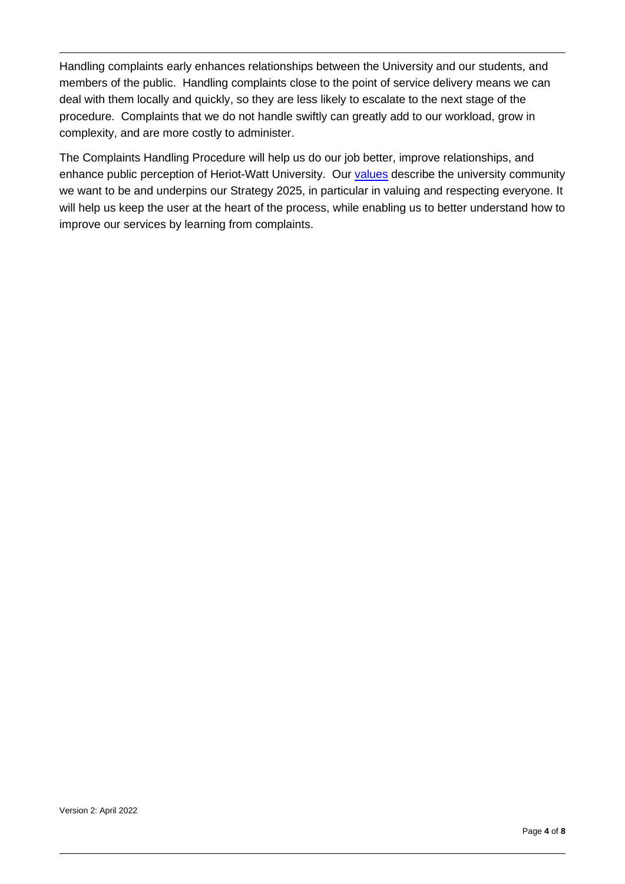Handling complaints early enhances relationships between the University and our students, and members of the public. Handling complaints close to the point of service delivery means we can deal with them locally and quickly, so they are less likely to escalate to the next stage of the procedure. Complaints that we do not handle swiftly can greatly add to our workload, grow in complexity, and are more costly to administer.

The Complaints Handling Procedure will help us do our job better, improve relationships, and enhance public perception of Heriot-Watt University. Our values describe the university community we want to be and underpins our Strategy 2025, in particular in valuing and respecting everyone. It will help us keep the user at the heart of the process, while enabling us to better understand how to improve our services by learning from complaints.

Version 2: April 2022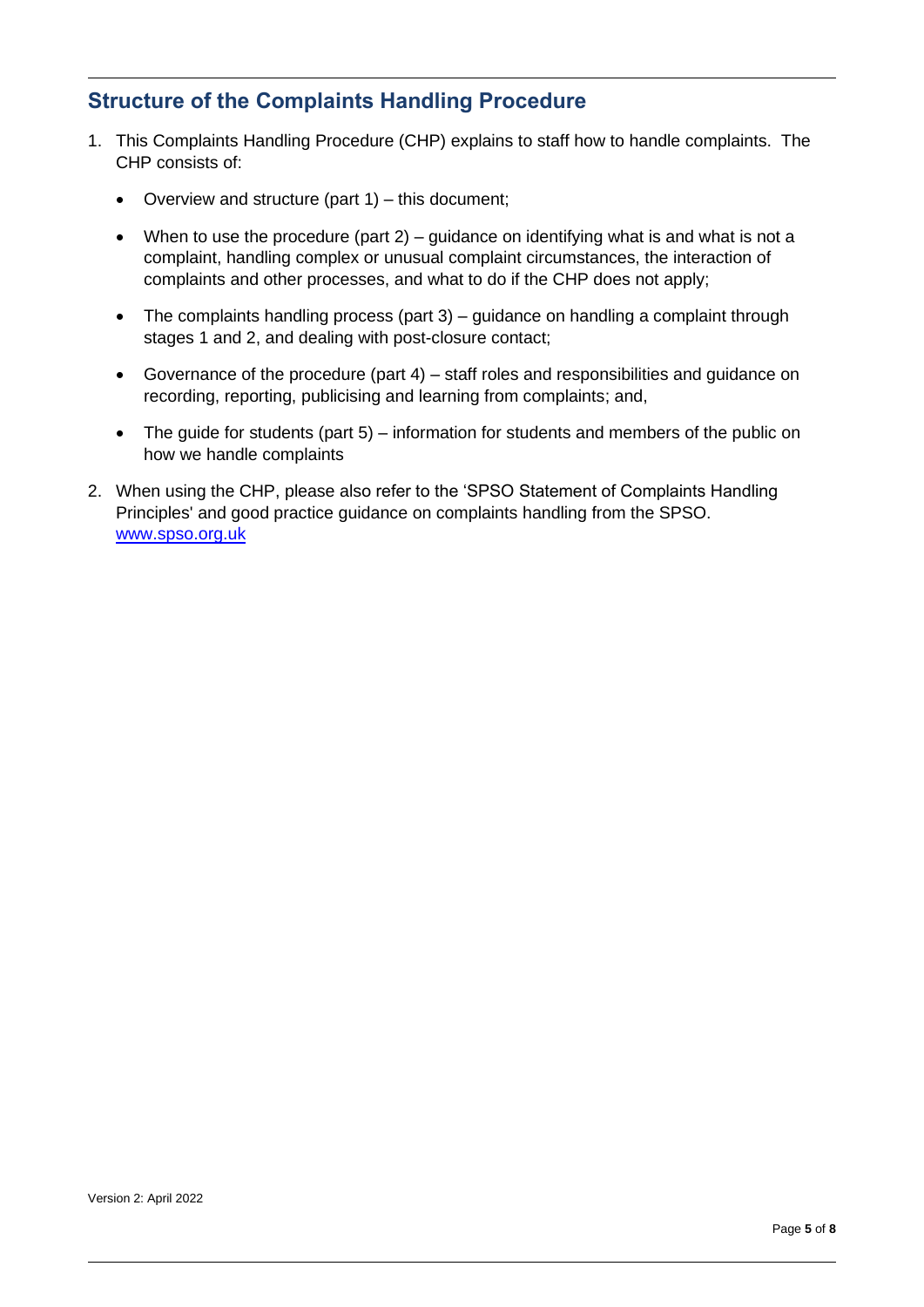## Structure of the Complaints Handling Procedure

1. This Complaints Handling Procedure (CHP) explains to staff how to handle complaints. The CHP consists of:

   - Overview and structure (part 1) – this document;
   - When to use the procedure (part 2) – guidance on identifying what is and what is not a complaint, handling complex or unusual complaint circumstances, the interaction of complaints and other processes, and what to do if the CHP does not apply;
   - The complaints handling process (part 3) – guidance on handling a complaint through stages 1 and 2, and dealing with post-closure contact;
   - Governance of the procedure (part 4) – staff roles and responsibilities and guidance on recording, reporting, publicising and learning from complaints; and,
   - The guide for students (part 5) – information for students and members of the public on how we handle complaints

2. When using the CHP, please also refer to the 'SPSO Statement of Complaints Handling Principles' and good practice guidance on complaints handling from the SPSO. [www.spso.org.uk](http://www.spso.org.uk)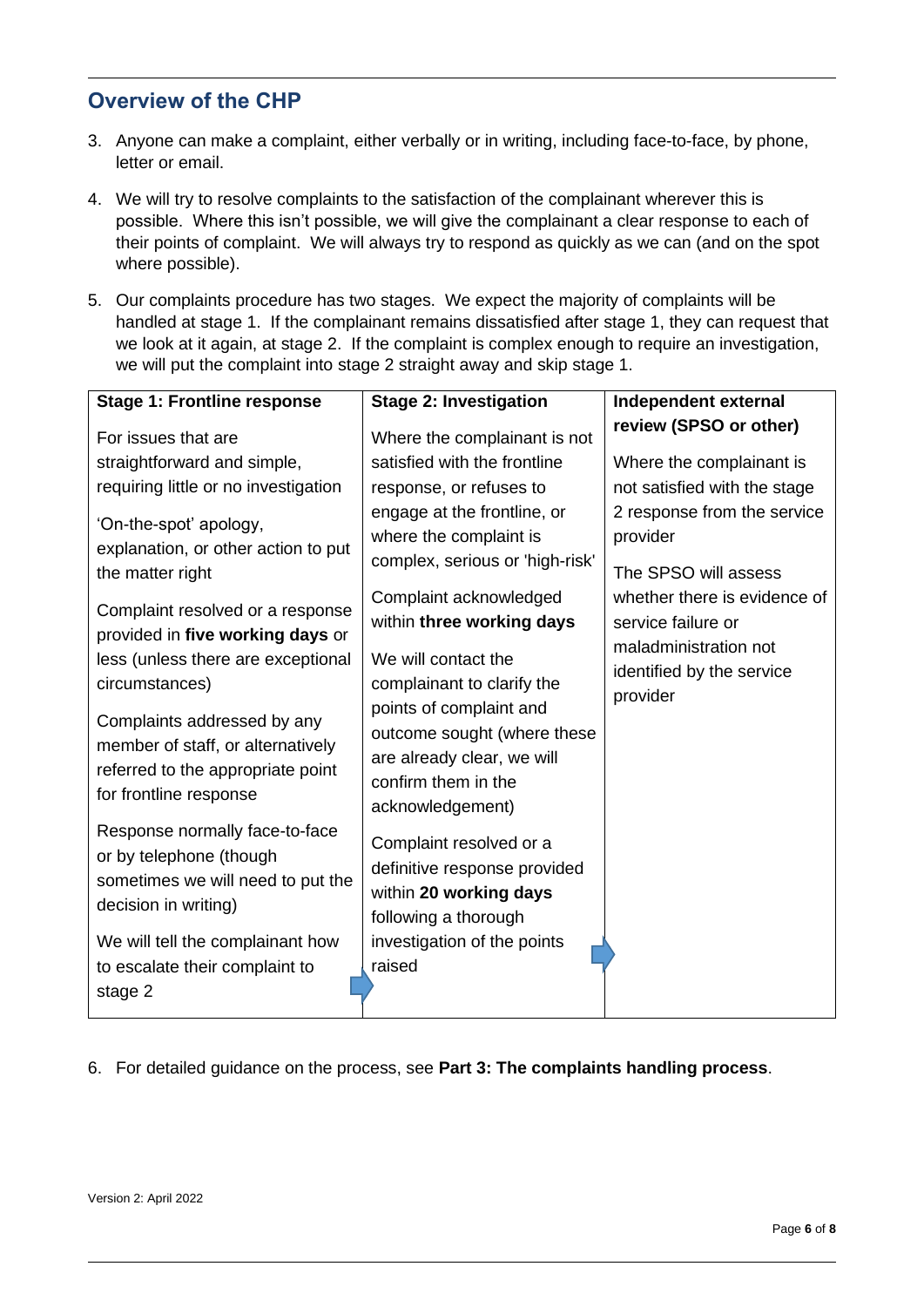## Overview of the CHP

3. Anyone can make a complaint, either verbally or in writing, including face-to-face, by phone, letter or email.

4. We will try to resolve complaints to the satisfaction of the complainant wherever this is possible. Where this isn't possible, we will give the complainant a clear response to each of their points of complaint. We will always try to respond as quickly as we can (and on the spot where possible).

5. Our complaints procedure has two stages. We expect the majority of complaints will be handled at stage 1. If the complainant remains dissatisfied after stage 1, they can request that we look at it again, at stage 2. If the complaint is complex enough to require an investigation, we will put the complaint into stage 2 straight away and skip stage 1.

| Stage 1: Frontline response | Stage 2: Investigation | Independent external review (SPSO or other) |
|---|---|---|
| For issues that are straightforward and simple, requiring little or no investigation<br><br>'On-the-spot' apology, explanation, or other action to put the matter right<br><br>Complaint resolved or a response provided in **five working days** or less (unless there are exceptional circumstances)<br><br>Complaints addressed by any member of staff, or alternatively referred to the appropriate point for frontline response<br><br>Response normally face-to-face or by telephone (though sometimes we will need to put the decision in writing)<br><br>We will tell the complainant how to escalate their complaint to stage 2 | Where the complainant is not satisfied with the frontline response, or refuses to engage at the frontline, or where the complaint is complex, serious or 'high-risk'<br><br>Complaint acknowledged within **three working days**<br><br>We will contact the complainant to clarify the points of complaint and outcome sought (where these are already clear, we will confirm them in the acknowledgement)<br><br>Complaint resolved or a definitive response provided within **20 working days** following a thorough investigation of the points raised | Where the complainant is not satisfied with the stage 2 response from the service provider<br><br>The SPSO will assess whether there is evidence of service failure or maladministration not identified by the service provider |

6. For detailed guidance on the process, see **Part 3: The complaints handling process**.

Version 2: April 2022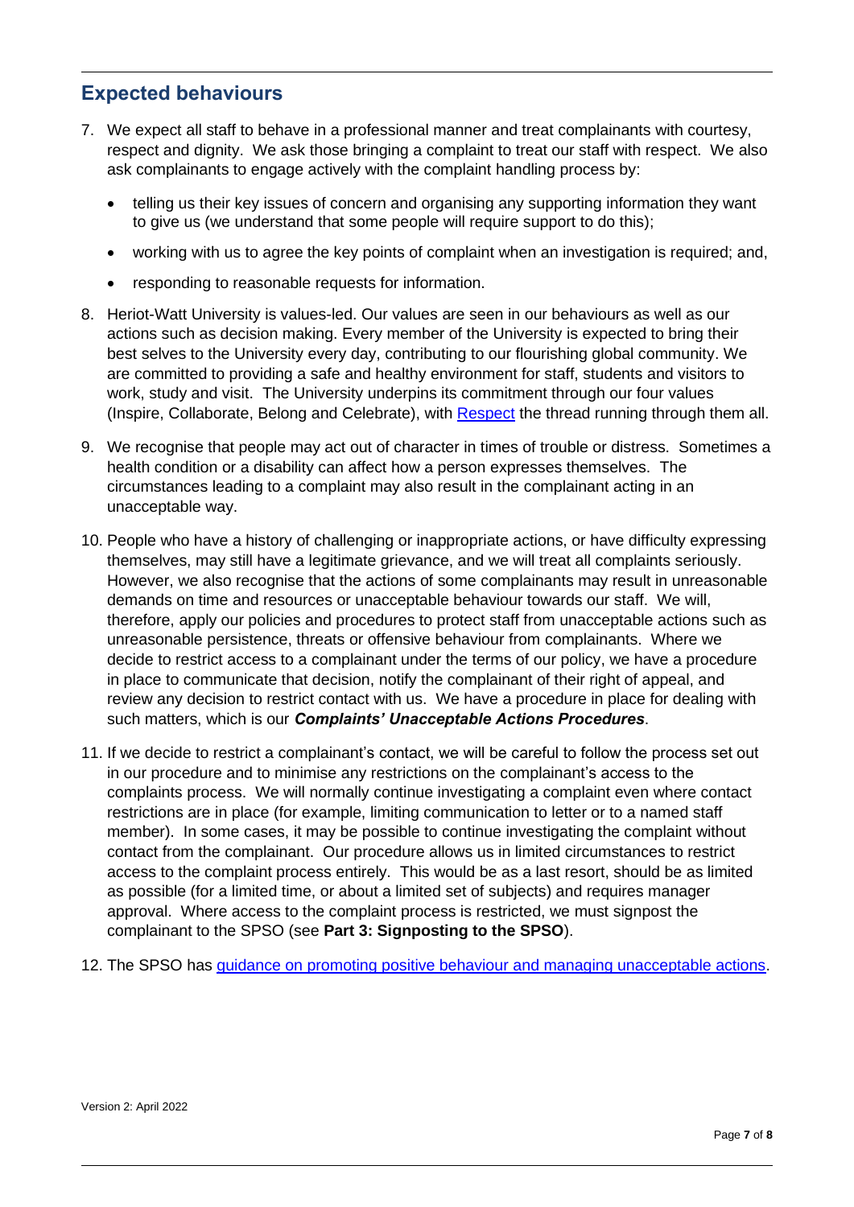## Expected behaviours

7. We expect all staff to behave in a professional manner and treat complainants with courtesy, respect and dignity. We ask those bringing a complaint to treat our staff with respect. We also ask complainants to engage actively with the complaint handling process by:

   - telling us their key issues of concern and organising any supporting information they want to give us (we understand that some people will require support to do this);
   - working with us to agree the key points of complaint when an investigation is required; and,
   - responding to reasonable requests for information.

8. Heriot-Watt University is values-led. Our values are seen in our behaviours as well as our actions such as decision making. Every member of the University is expected to bring their best selves to the University every day, contributing to our flourishing global community. We are committed to providing a safe and healthy environment for staff, students and visitors to work, study and visit. The University underpins its commitment through our four values (Inspire, Collaborate, Belong and Celebrate), with Respect the thread running through them all.

9. We recognise that people may act out of character in times of trouble or distress. Sometimes a health condition or a disability can affect how a person expresses themselves. The circumstances leading to a complaint may also result in the complainant acting in an unacceptable way.

10. People who have a history of challenging or inappropriate actions, or have difficulty expressing themselves, may still have a legitimate grievance, and we will treat all complaints seriously. However, we also recognise that the actions of some complainants may result in unreasonable demands on time and resources or unacceptable behaviour towards our staff. We will, therefore, apply our policies and procedures to protect staff from unacceptable actions such as unreasonable persistence, threats or offensive behaviour from complainants. Where we decide to restrict access to a complainant under the terms of our policy, we have a procedure in place to communicate that decision, notify the complainant of their right of appeal, and review any decision to restrict contact with us. We have a procedure in place for dealing with such matters, which is our ***Complaints' Unacceptable Actions Procedures***.

11. If we decide to restrict a complainant's contact, we will be careful to follow the process set out in our procedure and to minimise any restrictions on the complainant's access to the complaints process. We will normally continue investigating a complaint even where contact restrictions are in place (for example, limiting communication to letter or to a named staff member). In some cases, it may be possible to continue investigating the complaint without contact from the complainant. Our procedure allows us in limited circumstances to restrict access to the complaint process entirely. This would be as a last resort, should be as limited as possible (for a limited time, or about a limited set of subjects) and requires manager approval. Where access to the complaint process is restricted, we must signpost the complainant to the SPSO (see **Part 3: Signposting to the SPSO**).

12. The SPSO has guidance on promoting positive behaviour and managing unacceptable actions.

Version 2: April 2022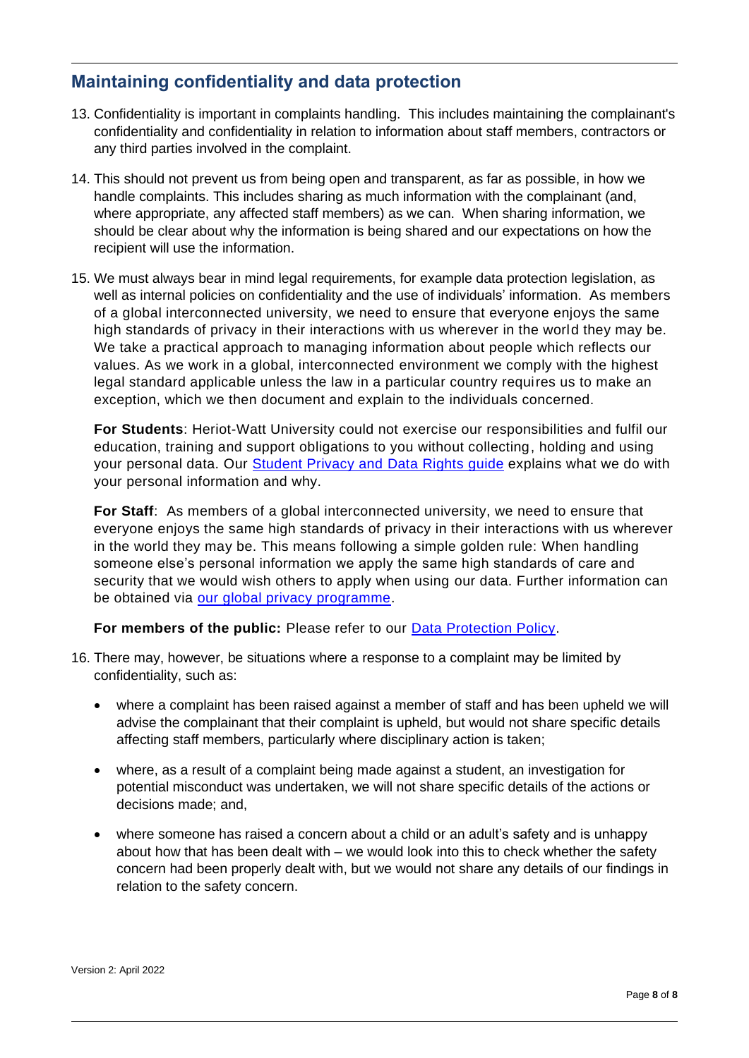## Maintaining confidentiality and data protection

13. Confidentiality is important in complaints handling. This includes maintaining the complainant's confidentiality and confidentiality in relation to information about staff members, contractors or any third parties involved in the complaint.

14. This should not prevent us from being open and transparent, as far as possible, in how we handle complaints. This includes sharing as much information with the complainant (and, where appropriate, any affected staff members) as we can. When sharing information, we should be clear about why the information is being shared and our expectations on how the recipient will use the information.

15. We must always bear in mind legal requirements, for example data protection legislation, as well as internal policies on confidentiality and the use of individuals' information. As members of a global interconnected university, we need to ensure that everyone enjoys the same high standards of privacy in their interactions with us wherever in the world they may be. We take a practical approach to managing information about people which reflects our values. As we work in a global, interconnected environment we comply with the highest legal standard applicable unless the law in a particular country requires us to make an exception, which we then document and explain to the individuals concerned.

    **For Students**: Heriot-Watt University could not exercise our responsibilities and fulfil our education, training and support obligations to you without collecting, holding and using your personal data. Our Student Privacy and Data Rights guide explains what we do with your personal information and why.

    **For Staff**: As members of a global interconnected university, we need to ensure that everyone enjoys the same high standards of privacy in their interactions with us wherever in the world they may be. This means following a simple golden rule: When handling someone else's personal information we apply the same high standards of care and security that we would wish others to apply when using our data. Further information can be obtained via our global privacy programme.

    **For members of the public:** Please refer to our Data Protection Policy.

16. There may, however, be situations where a response to a complaint may be limited by confidentiality, such as:

    - where a complaint has been raised against a member of staff and has been upheld we will advise the complainant that their complaint is upheld, but would not share specific details affecting staff members, particularly where disciplinary action is taken;
    - where, as a result of a complaint being made against a student, an investigation for potential misconduct was undertaken, we will not share specific details of the actions or decisions made; and,
    - where someone has raised a concern about a child or an adult's safety and is unhappy about how that has been dealt with – we would look into this to check whether the safety concern had been properly dealt with, but we would not share any details of our findings in relation to the safety concern.

Version 2: April 2022